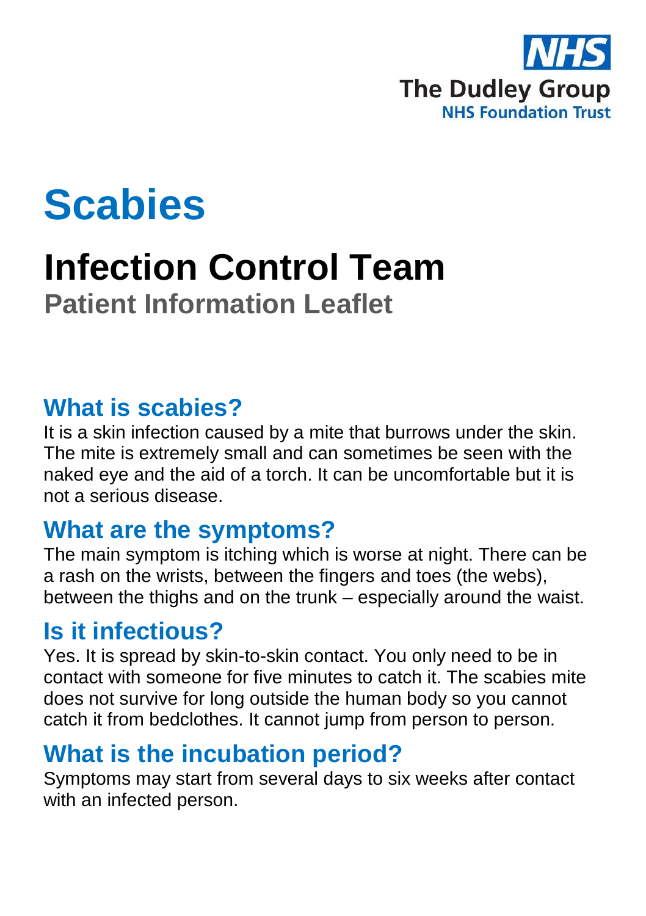NHS

The Dudley Group
NHS Foundation Trust

# Scabies

# Infection Control Team

## Patient Information Leaflet

## What is scabies?

It is a skin infection caused by a mite that burrows under the skin. The mite is extremely small and can sometimes be seen with the naked eye and the aid of a torch. It can be uncomfortable but it is not a serious disease.

## What are the symptoms?

The main symptom is itching which is worse at night. There can be a rash on the wrists, between the fingers and toes (the webs), between the thighs and on the trunk – especially around the waist.

## Is it infectious?

Yes. It is spread by skin-to-skin contact. You only need to be in contact with someone for five minutes to catch it. The scabies mite does not survive for long outside the human body so you cannot catch it from bedclothes. It cannot jump from person to person.

## What is the incubation period?

Symptoms may start from several days to six weeks after contact with an infected person.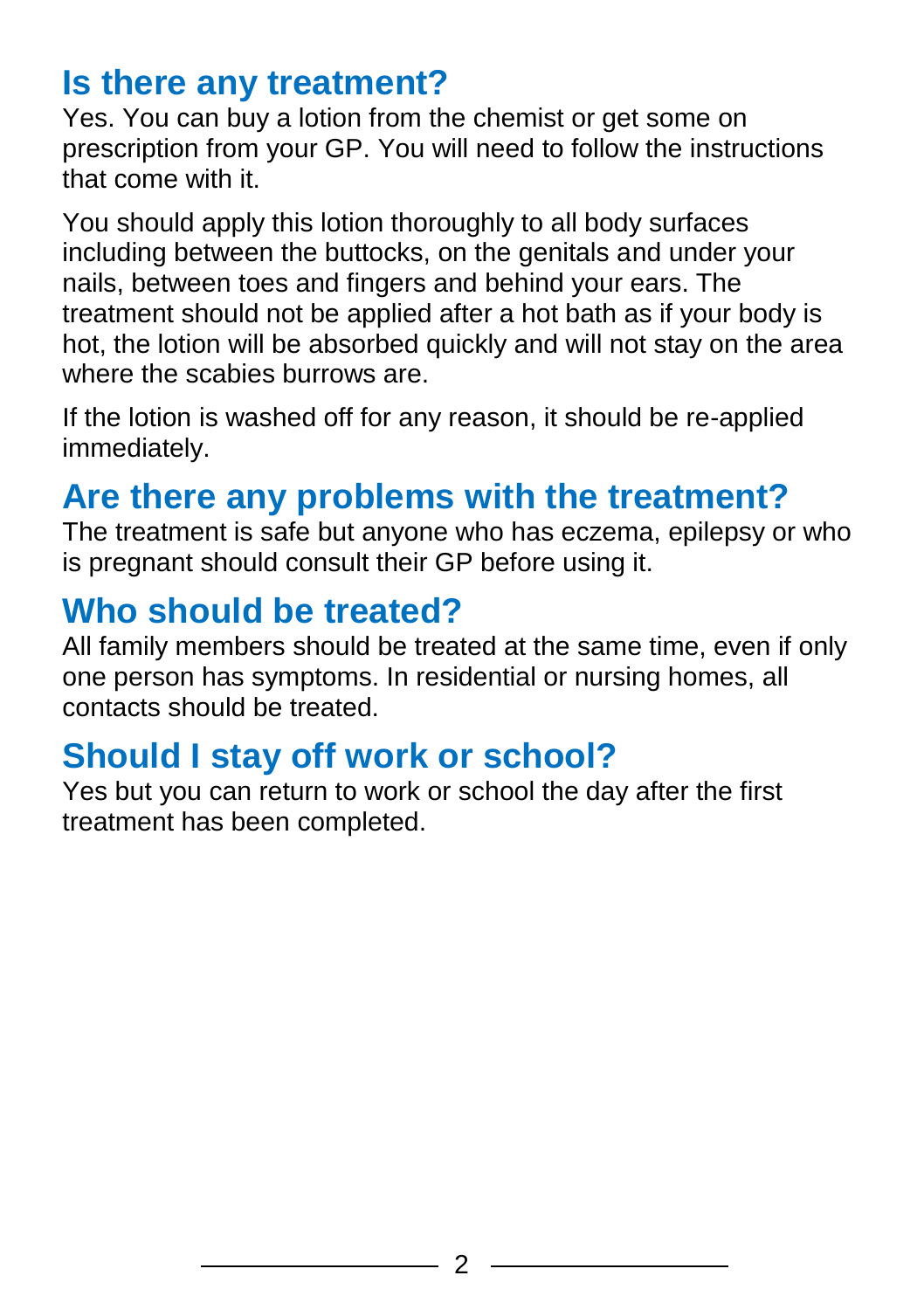## Is there any treatment?

Yes. You can buy a lotion from the chemist or get some on prescription from your GP. You will need to follow the instructions that come with it.

You should apply this lotion thoroughly to all body surfaces including between the buttocks, on the genitals and under your nails, between toes and fingers and behind your ears. The treatment should not be applied after a hot bath as if your body is hot, the lotion will be absorbed quickly and will not stay on the area where the scabies burrows are.

If the lotion is washed off for any reason, it should be re-applied immediately.

## Are there any problems with the treatment?

The treatment is safe but anyone who has eczema, epilepsy or who is pregnant should consult their GP before using it.

## Who should be treated?

All family members should be treated at the same time, even if only one person has symptoms. In residential or nursing homes, all contacts should be treated.

## Should I stay off work or school?

Yes but you can return to work or school the day after the first treatment has been completed.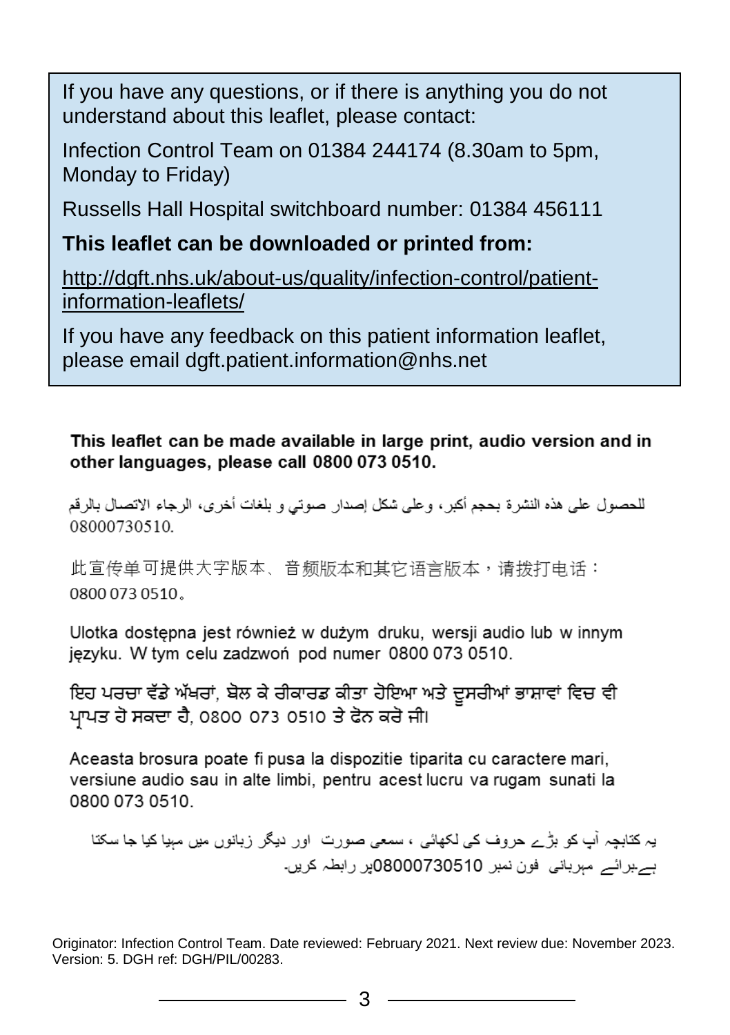If you have any questions, or if there is anything you do not understand about this leaflet, please contact:

Infection Control Team on 01384 244174 (8.30am to 5pm, Monday to Friday)

Russells Hall Hospital switchboard number: 01384 456111

**This leaflet can be downloaded or printed from:**

http://dgft.nhs.uk/about-us/quality/infection-control/patient-information-leaflets/

If you have any feedback on this patient information leaflet, please email dgft.patient.information@nhs.net

**This leaflet can be made available in large print, audio version and in other languages, please call 0800 073 0510.**

للحصول على هذه النشرة بحجم أكبر، وعلى شكل إصدار صوتي و بلغات أخرى، الرجاء الاتصال بالرقم 08000730510.

此宣传单可提供大字版本、音频版本和其它语言版本，请拨打电话：0800 073 0510。

Ulotka dostępna jest również w dużym druku, wersji audio lub w innym języku. W tym celu zadzwoń pod numer 0800 073 0510.

ਇਹ ਪਰਚਾ ਵੱਡੇ ਅੱਖਰਾਂ, ਬੋਲ ਕੇ ਰੀਕਾਰਡ ਕੀਤਾ ਹੋਇਆ ਅਤੇ ਦੂਸਰੀਆਂ ਭਾਸ਼ਾਵਾਂ ਵਿਚ ਵੀ ਪ੍ਰਾਪਤ ਹੋ ਸਕਦਾ ਹੈ, 0800 073 0510 ਤੇ ਫੋਨ ਕਰੋ ਜੀ।

Aceasta brosura poate fi pusa la dispozitie tiparita cu caractere mari, versiune audio sau in alte limbi, pentru acest lucru va rugam sunati la 0800 073 0510.

یہ کتابچہ آپ کو بڑے حروف کی لکھائی ، سمعی صورت اور دیگر زبانوں میں مہیا کیا جا سکتا ہے۔برائے مہربانی فون نمبر 08000730510پر رابطہ کریں۔

Originator: Infection Control Team. Date reviewed: February 2021. Next review due: November 2023. Version: 5. DGH ref: DGH/PIL/00283.